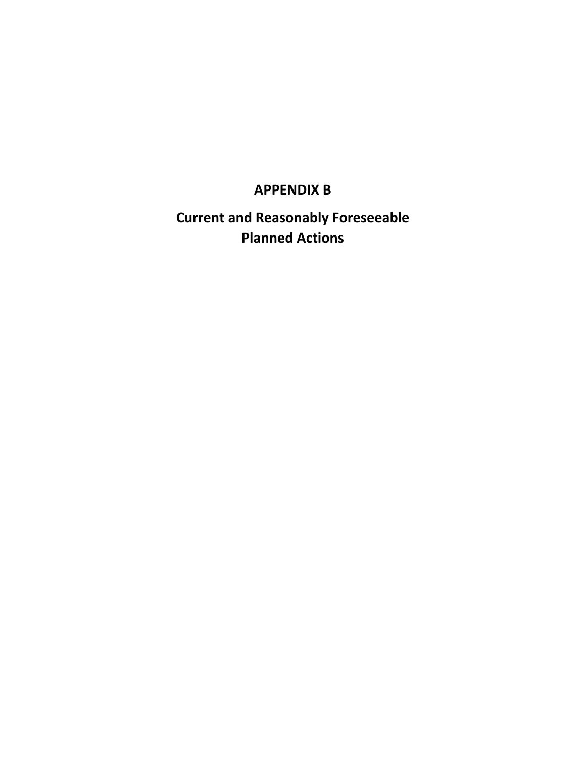# APPENDIX B

## Current and Reasonably Foreseeable Planned Actions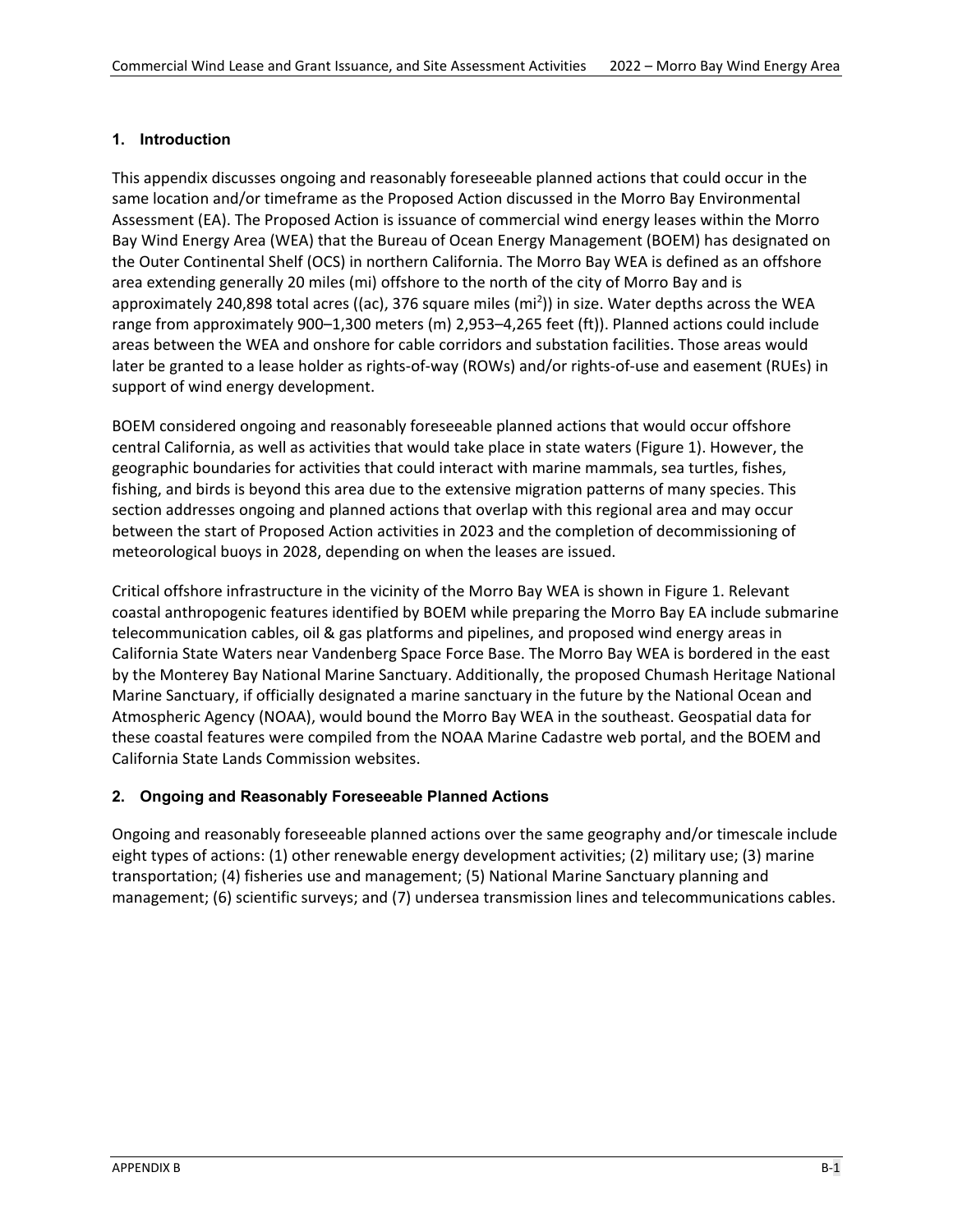## 1. Introduction

This appendix discusses ongoing and reasonably foreseeable planned actions that could occur in the same location and/or timeframe as the Proposed Action discussed in the Morro Bay Environmental Assessment (EA). The Proposed Action is issuance of commercial wind energy leases within the Morro Bay Wind Energy Area (WEA) that the Bureau of Ocean Energy Management (BOEM) has designated on the Outer Continental Shelf (OCS) in northern California. The Morro Bay WEA is defined as an offshore area extending generally 20 miles (mi) offshore to the north of the city of Morro Bay and is approximately 240,898 total acres ((ac), 376 square miles ($mi^2$)) in size. Water depths across the WEA range from approximately 900–1,300 meters (m) 2,953–4,265 feet (ft)). Planned actions could include areas between the WEA and onshore for cable corridors and substation facilities. Those areas would later be granted to a lease holder as rights-of-way (ROWs) and/or rights-of-use and easement (RUEs) in support of wind energy development.

BOEM considered ongoing and reasonably foreseeable planned actions that would occur offshore central California, as well as activities that would take place in state waters (Figure 1). However, the geographic boundaries for activities that could interact with marine mammals, sea turtles, fishes, fishing, and birds is beyond this area due to the extensive migration patterns of many species. This section addresses ongoing and planned actions that overlap with this regional area and may occur between the start of Proposed Action activities in 2023 and the completion of decommissioning of meteorological buoys in 2028, depending on when the leases are issued.

Critical offshore infrastructure in the vicinity of the Morro Bay WEA is shown in Figure 1. Relevant coastal anthropogenic features identified by BOEM while preparing the Morro Bay EA include submarine telecommunication cables, oil & gas platforms and pipelines, and proposed wind energy areas in California State Waters near Vandenberg Space Force Base. The Morro Bay WEA is bordered in the east by the Monterey Bay National Marine Sanctuary. Additionally, the proposed Chumash Heritage National Marine Sanctuary, if officially designated a marine sanctuary in the future by the National Ocean and Atmospheric Agency (NOAA), would bound the Morro Bay WEA in the southeast. Geospatial data for these coastal features were compiled from the NOAA Marine Cadastre web portal, and the BOEM and California State Lands Commission websites.

## 2. Ongoing and Reasonably Foreseeable Planned Actions

Ongoing and reasonably foreseeable planned actions over the same geography and/or timescale include eight types of actions: (1) other renewable energy development activities; (2) military use; (3) marine transportation; (4) fisheries use and management; (5) National Marine Sanctuary planning and management; (6) scientific surveys; and (7) undersea transmission lines and telecommunications cables.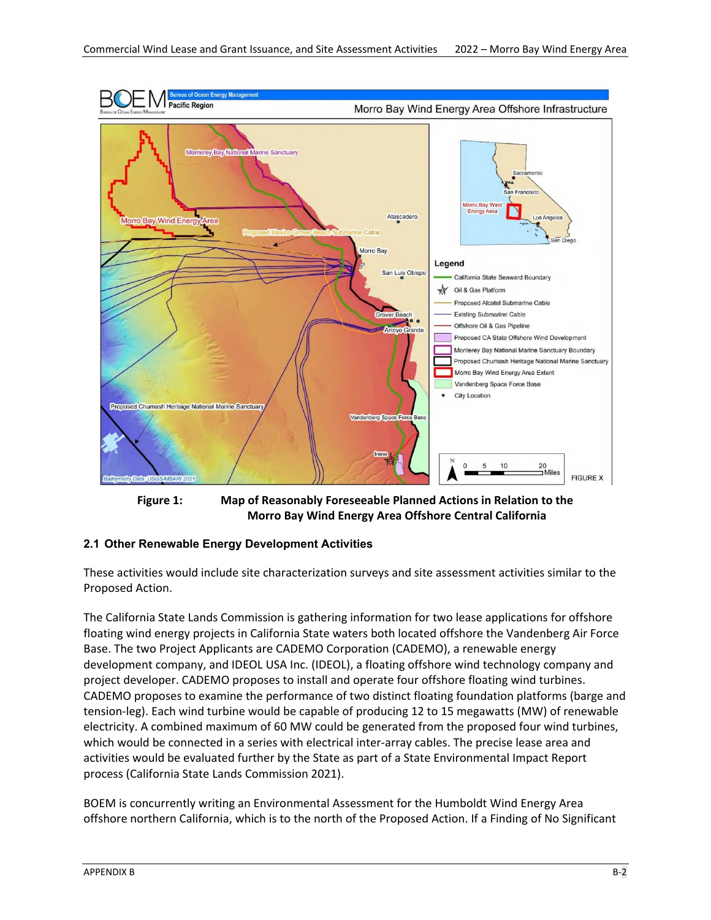**Figure 1: Map of Reasonably Foreseeable Planned Actions in Relation to the Morro Bay Wind Energy Area Offshore Central California**

## 2.1 Other Renewable Energy Development Activities

These activities would include site characterization surveys and site assessment activities similar to the Proposed Action.

The California State Lands Commission is gathering information for two lease applications for offshore floating wind energy projects in California State waters both located offshore the Vandenberg Air Force Base. The two Project Applicants are CADEMO Corporation (CADEMO), a renewable energy development company, and IDEOL USA Inc. (IDEOL), a floating offshore wind technology company and project developer. CADEMO proposes to install and operate four offshore floating wind turbines. CADEMO proposes to examine the performance of two distinct floating foundation platforms (barge and tension-leg). Each wind turbine would be capable of producing 12 to 15 megawatts (MW) of renewable electricity. A combined maximum of 60 MW could be generated from the proposed four wind turbines, which would be connected in a series with electrical inter-array cables. The precise lease area and activities would be evaluated further by the State as part of a State Environmental Impact Report process (California State Lands Commission 2021).

BOEM is concurrently writing an Environmental Assessment for the Humboldt Wind Energy Area offshore northern California, which is to the north of the Proposed Action. If a Finding of No Significant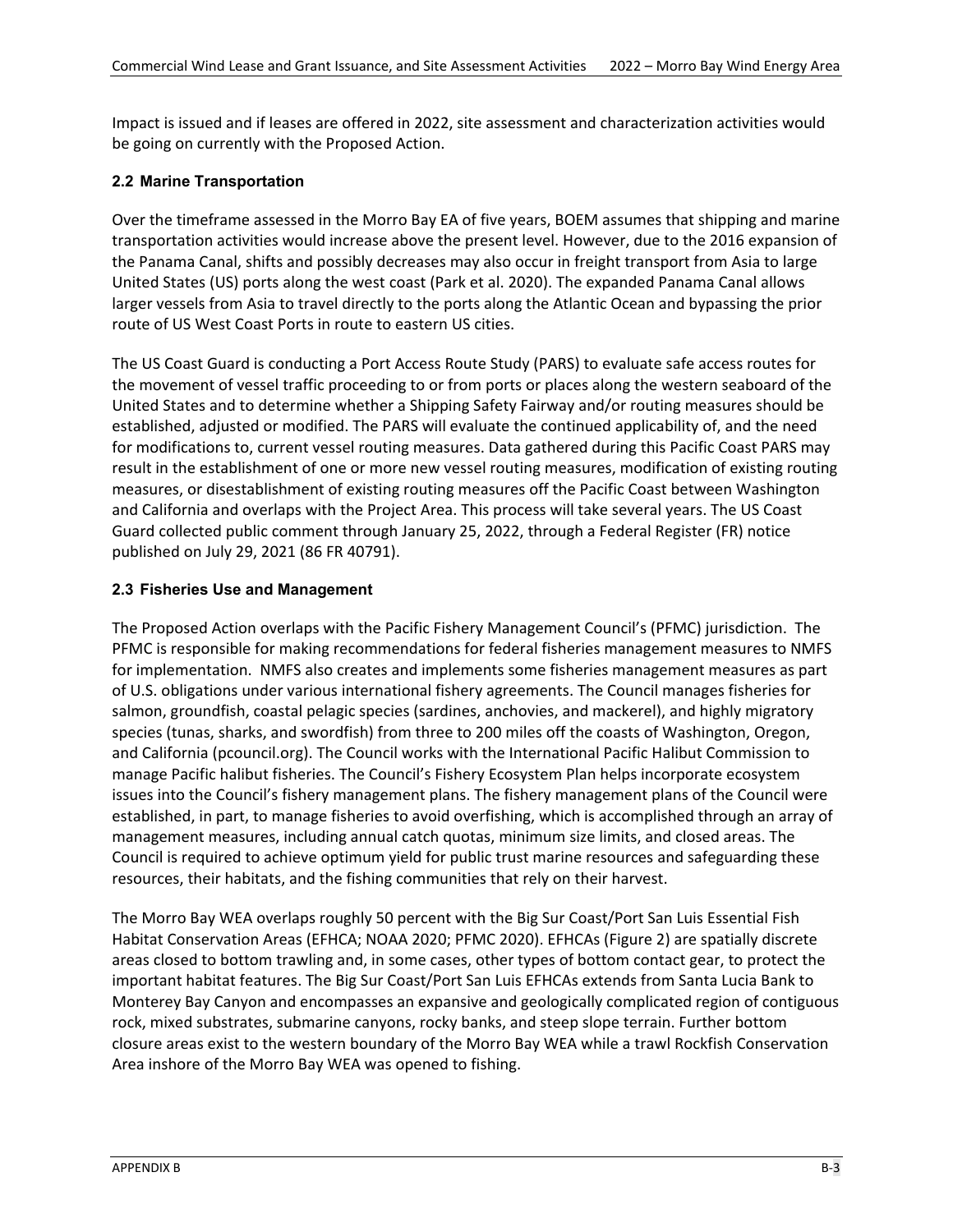Impact is issued and if leases are offered in 2022, site assessment and characterization activities would be going on currently with the Proposed Action.

### 2.2 Marine Transportation

Over the timeframe assessed in the Morro Bay EA of five years, BOEM assumes that shipping and marine transportation activities would increase above the present level. However, due to the 2016 expansion of the Panama Canal, shifts and possibly decreases may also occur in freight transport from Asia to large United States (US) ports along the west coast (Park et al. 2020). The expanded Panama Canal allows larger vessels from Asia to travel directly to the ports along the Atlantic Ocean and bypassing the prior route of US West Coast Ports in route to eastern US cities.

The US Coast Guard is conducting a Port Access Route Study (PARS) to evaluate safe access routes for the movement of vessel traffic proceeding to or from ports or places along the western seaboard of the United States and to determine whether a Shipping Safety Fairway and/or routing measures should be established, adjusted or modified. The PARS will evaluate the continued applicability of, and the need for modifications to, current vessel routing measures. Data gathered during this Pacific Coast PARS may result in the establishment of one or more new vessel routing measures, modification of existing routing measures, or disestablishment of existing routing measures off the Pacific Coast between Washington and California and overlaps with the Project Area. This process will take several years. The US Coast Guard collected public comment through January 25, 2022, through a Federal Register (FR) notice published on July 29, 2021 (86 FR 40791).

### 2.3 Fisheries Use and Management

The Proposed Action overlaps with the Pacific Fishery Management Council's (PFMC) jurisdiction. The PFMC is responsible for making recommendations for federal fisheries management measures to NMFS for implementation. NMFS also creates and implements some fisheries management measures as part of U.S. obligations under various international fishery agreements. The Council manages fisheries for salmon, groundfish, coastal pelagic species (sardines, anchovies, and mackerel), and highly migratory species (tunas, sharks, and swordfish) from three to 200 miles off the coasts of Washington, Oregon, and California (pcouncil.org). The Council works with the International Pacific Halibut Commission to manage Pacific halibut fisheries. The Council's Fishery Ecosystem Plan helps incorporate ecosystem issues into the Council's fishery management plans. The fishery management plans of the Council were established, in part, to manage fisheries to avoid overfishing, which is accomplished through an array of management measures, including annual catch quotas, minimum size limits, and closed areas. The Council is required to achieve optimum yield for public trust marine resources and safeguarding these resources, their habitats, and the fishing communities that rely on their harvest.

The Morro Bay WEA overlaps roughly 50 percent with the Big Sur Coast/Port San Luis Essential Fish Habitat Conservation Areas (EFHCA; NOAA 2020; PFMC 2020). EFHCAs (Figure 2) are spatially discrete areas closed to bottom trawling and, in some cases, other types of bottom contact gear, to protect the important habitat features. The Big Sur Coast/Port San Luis EFHCAs extends from Santa Lucia Bank to Monterey Bay Canyon and encompasses an expansive and geologically complicated region of contiguous rock, mixed substrates, submarine canyons, rocky banks, and steep slope terrain. Further bottom closure areas exist to the western boundary of the Morro Bay WEA while a trawl Rockfish Conservation Area inshore of the Morro Bay WEA was opened to fishing.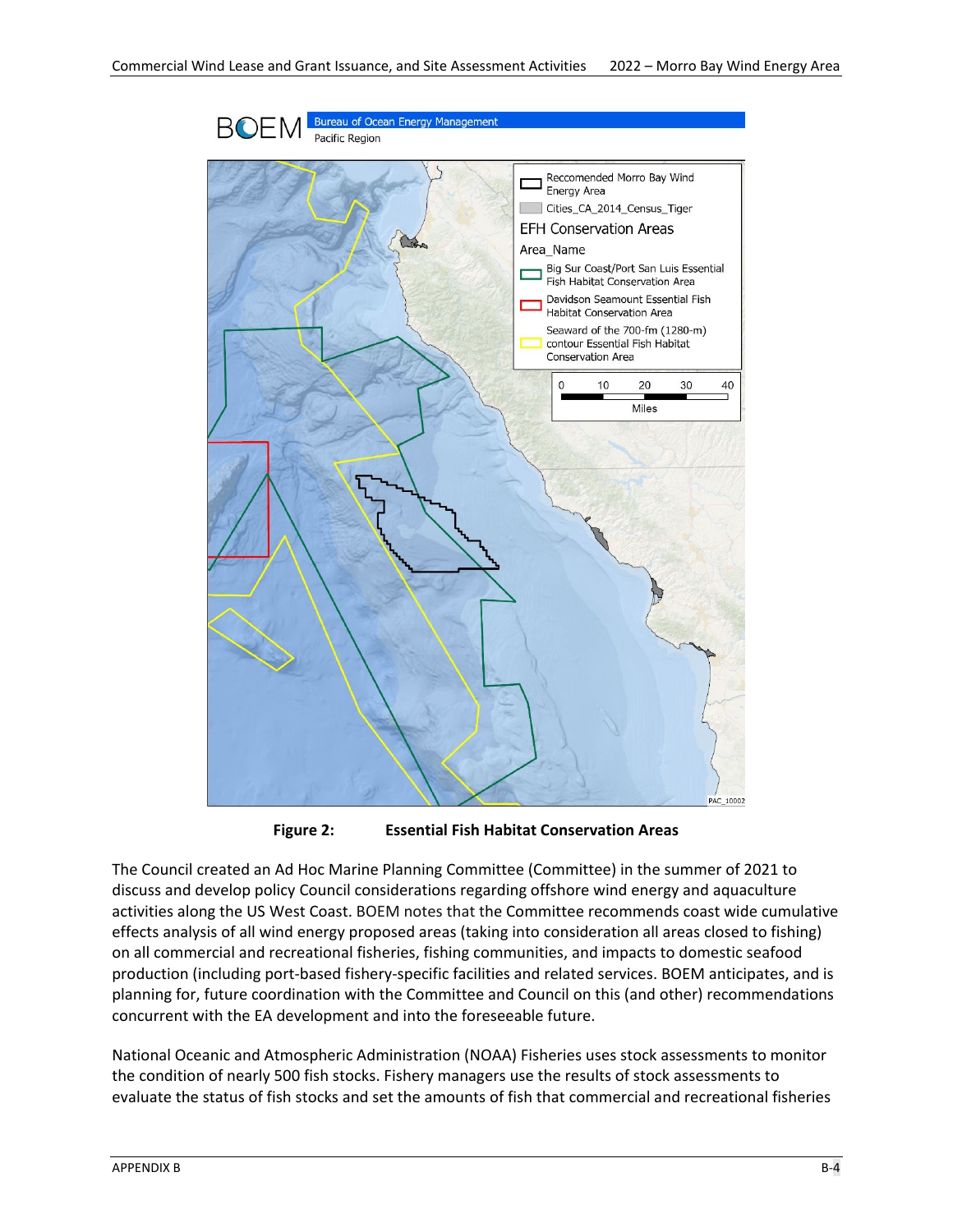**Figure 2: Essential Fish Habitat Conservation Areas**

The Council created an Ad Hoc Marine Planning Committee (Committee) in the summer of 2021 to discuss and develop policy Council considerations regarding offshore wind energy and aquaculture activities along the US West Coast. BOEM notes that the Committee recommends coast wide cumulative effects analysis of all wind energy proposed areas (taking into consideration all areas closed to fishing) on all commercial and recreational fisheries, fishing communities, and impacts to domestic seafood production (including port-based fishery-specific facilities and related services. BOEM anticipates, and is planning for, future coordination with the Committee and Council on this (and other) recommendations concurrent with the EA development and into the foreseeable future.

National Oceanic and Atmospheric Administration (NOAA) Fisheries uses stock assessments to monitor the condition of nearly 500 fish stocks. Fishery managers use the results of stock assessments to evaluate the status of fish stocks and set the amounts of fish that commercial and recreational fisheries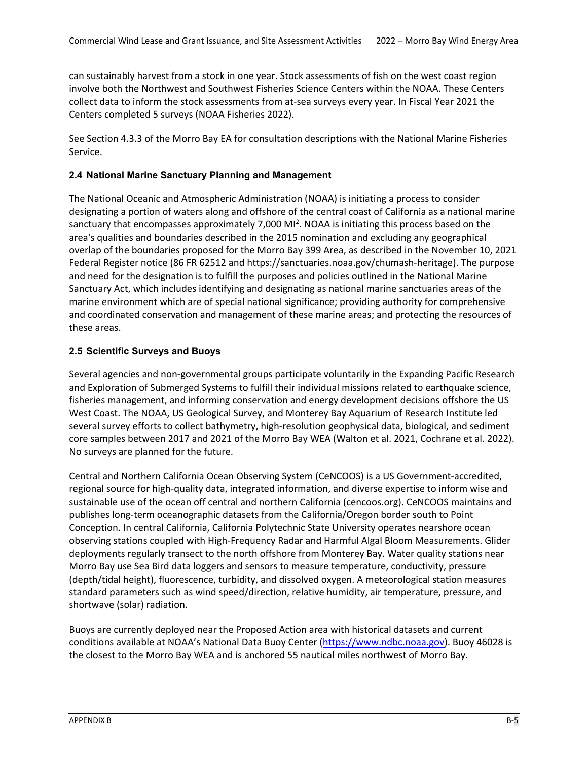can sustainably harvest from a stock in one year. Stock assessments of fish on the west coast region involve both the Northwest and Southwest Fisheries Science Centers within the NOAA. These Centers collect data to inform the stock assessments from at-sea surveys every year. In Fiscal Year 2021 the Centers completed 5 surveys (NOAA Fisheries 2022).

See Section 4.3.3 of the Morro Bay EA for consultation descriptions with the National Marine Fisheries Service.

### 2.4 National Marine Sanctuary Planning and Management

The National Oceanic and Atmospheric Administration (NOAA) is initiating a process to consider designating a portion of waters along and offshore of the central coast of California as a national marine sanctuary that encompasses approximately 7,000 $MI^2$. NOAA is initiating this process based on the area's qualities and boundaries described in the 2015 nomination and excluding any geographical overlap of the boundaries proposed for the Morro Bay 399 Area, as described in the November 10, 2021 Federal Register notice (86 FR 62512 and https://sanctuaries.noaa.gov/chumash-heritage). The purpose and need for the designation is to fulfill the purposes and policies outlined in the National Marine Sanctuary Act, which includes identifying and designating as national marine sanctuaries areas of the marine environment which are of special national significance; providing authority for comprehensive and coordinated conservation and management of these marine areas; and protecting the resources of these areas.

### 2.5 Scientific Surveys and Buoys

Several agencies and non-governmental groups participate voluntarily in the Expanding Pacific Research and Exploration of Submerged Systems to fulfill their individual missions related to earthquake science, fisheries management, and informing conservation and energy development decisions offshore the US West Coast. The NOAA, US Geological Survey, and Monterey Bay Aquarium of Research Institute led several survey efforts to collect bathymetry, high-resolution geophysical data, biological, and sediment core samples between 2017 and 2021 of the Morro Bay WEA (Walton et al. 2021, Cochrane et al. 2022). No surveys are planned for the future.

Central and Northern California Ocean Observing System (CeNCOOS) is a US Government-accredited, regional source for high-quality data, integrated information, and diverse expertise to inform wise and sustainable use of the ocean off central and northern California (cencoos.org). CeNCOOS maintains and publishes long-term oceanographic datasets from the California/Oregon border south to Point Conception. In central California, California Polytechnic State University operates nearshore ocean observing stations coupled with High-Frequency Radar and Harmful Algal Bloom Measurements. Glider deployments regularly transect to the north offshore from Monterey Bay. Water quality stations near Morro Bay use Sea Bird data loggers and sensors to measure temperature, conductivity, pressure (depth/tidal height), fluorescence, turbidity, and dissolved oxygen. A meteorological station measures standard parameters such as wind speed/direction, relative humidity, air temperature, pressure, and shortwave (solar) radiation.

Buoys are currently deployed near the Proposed Action area with historical datasets and current conditions available at NOAA's National Data Buoy Center (https://www.ndbc.noaa.gov). Buoy 46028 is the closest to the Morro Bay WEA and is anchored 55 nautical miles northwest of Morro Bay.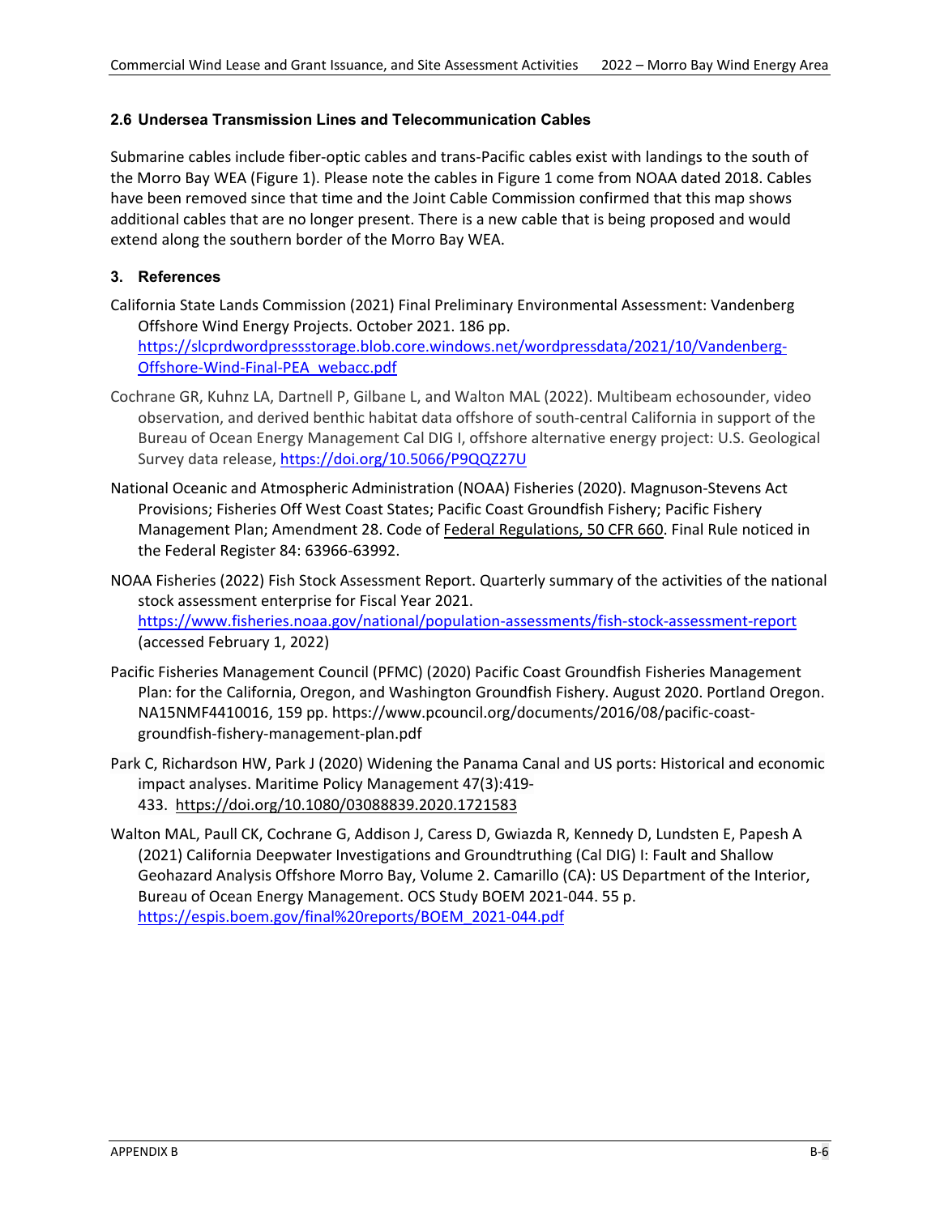### 2.6 Undersea Transmission Lines and Telecommunication Cables

Submarine cables include fiber-optic cables and trans-Pacific cables exist with landings to the south of the Morro Bay WEA (Figure 1). Please note the cables in Figure 1 come from NOAA dated 2018. Cables have been removed since that time and the Joint Cable Commission confirmed that this map shows additional cables that are no longer present. There is a new cable that is being proposed and would extend along the southern border of the Morro Bay WEA.

## 3. References

California State Lands Commission (2021) Final Preliminary Environmental Assessment: Vandenberg Offshore Wind Energy Projects. October 2021. 186 pp. https://slcprdwordpressstorage.blob.core.windows.net/wordpressdata/2021/10/Vandenberg-Offshore-Wind-Final-PEA_webacc.pdf

Cochrane GR, Kuhnz LA, Dartnell P, Gilbane L, and Walton MAL (2022). Multibeam echosounder, video observation, and derived benthic habitat data offshore of south-central California in support of the Bureau of Ocean Energy Management Cal DIG I, offshore alternative energy project: U.S. Geological Survey data release, https://doi.org/10.5066/P9QQZ27U

National Oceanic and Atmospheric Administration (NOAA) Fisheries (2020). Magnuson-Stevens Act Provisions; Fisheries Off West Coast States; Pacific Coast Groundfish Fishery; Pacific Fishery Management Plan; Amendment 28. Code of Federal Regulations, 50 CFR 660. Final Rule noticed in the Federal Register 84: 63966-63992.

NOAA Fisheries (2022) Fish Stock Assessment Report. Quarterly summary of the activities of the national stock assessment enterprise for Fiscal Year 2021. https://www.fisheries.noaa.gov/national/population-assessments/fish-stock-assessment-report (accessed February 1, 2022)

Pacific Fisheries Management Council (PFMC) (2020) Pacific Coast Groundfish Fisheries Management Plan: for the California, Oregon, and Washington Groundfish Fishery. August 2020. Portland Oregon. NA15NMF4410016, 159 pp. https://www.pcouncil.org/documents/2016/08/pacific-coast-groundfish-fishery-management-plan.pdf

Park C, Richardson HW, Park J (2020) Widening the Panama Canal and US ports: Historical and economic impact analyses. Maritime Policy Management 47(3):419-433. https://doi.org/10.1080/03088839.2020.1721583

Walton MAL, Paull CK, Cochrane G, Addison J, Caress D, Gwiazda R, Kennedy D, Lundsten E, Papesh A (2021) California Deepwater Investigations and Groundtruthing (Cal DIG) I: Fault and Shallow Geohazard Analysis Offshore Morro Bay, Volume 2. Camarillo (CA): US Department of the Interior, Bureau of Ocean Energy Management. OCS Study BOEM 2021-044. 55 p. https://espis.boem.gov/final%20reports/BOEM_2021-044.pdf